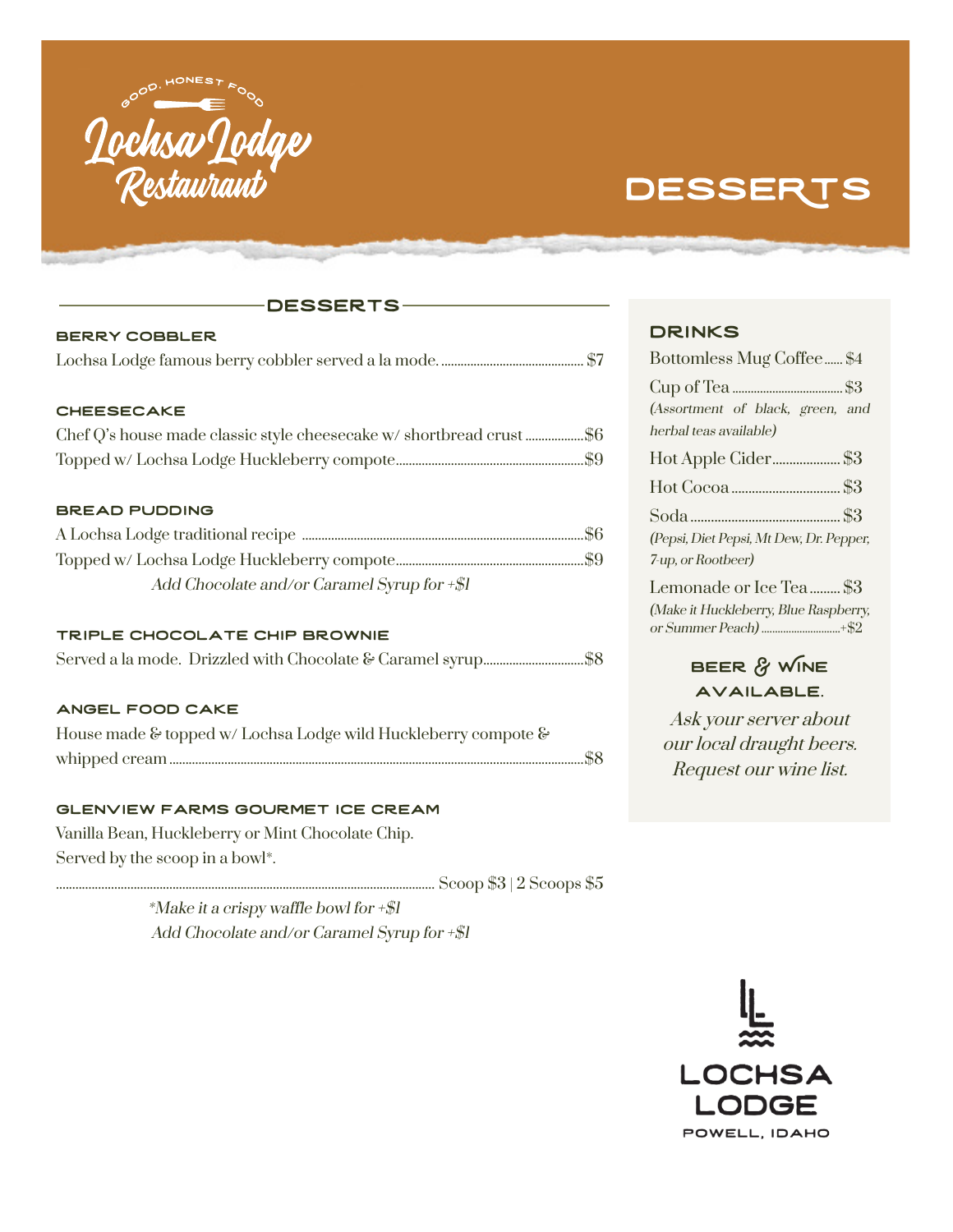GOOD, HONEST FOOD

# Lochsa Lodge Restaurant

# DESSERTS

## DESSERTS

### BERRY COBBLER

Lochsa Lodge famous berry cobbler served a la mode. ........ $7

### CHEESECAKE

Chef Q's house made classic style cheesecake w/ shortbread crust ........ $6

Topped w/ Lochsa Lodge Huckleberry compote ........ $9

### BREAD PUDDING

A Lochsa Lodge traditional recipe ........ $6

Topped w/ Lochsa Lodge Huckleberry compote ........ $9

*Add Chocolate and/or Caramel Syrup for +$1*

### TRIPLE CHOCOLATE CHIP BROWNIE

Served a la mode. Drizzled with Chocolate & Caramel syrup ........ $8

### ANGEL FOOD CAKE

House made & topped w/ Lochsa Lodge wild Huckleberry compote & whipped cream ........ $8

### GLENVIEW FARMS GOURMET ICE CREAM

Vanilla Bean, Huckleberry or Mint Chocolate Chip.
Served by the scoop in a bowl*.

........ Scoop $3 | 2 Scoops $5

*\*Make it a crispy waffle bowl for +$1*
*Add Chocolate and/or Caramel Syrup for +$1*

## DRINKS

Bottomless Mug Coffee ........ $4

Cup of Tea ........ $3
*(Assortment of black, green, and herbal teas available)*

Hot Apple Cider ........ $3

Hot Cocoa ........ $3

Soda ........ $3
*(Pepsi, Diet Pepsi, Mt Dew, Dr. Pepper, 7-up, or Rootbeer)*

Lemonade or Ice Tea ........ $3
*(Make it Huckleberry, Blue Raspberry, or Summer Peach)* ........ +$2

### BEER & WINE AVAILABLE.

*Ask your server about our local draught beers. Request our wine list.*

LOCHSA LODGE
POWELL, IDAHO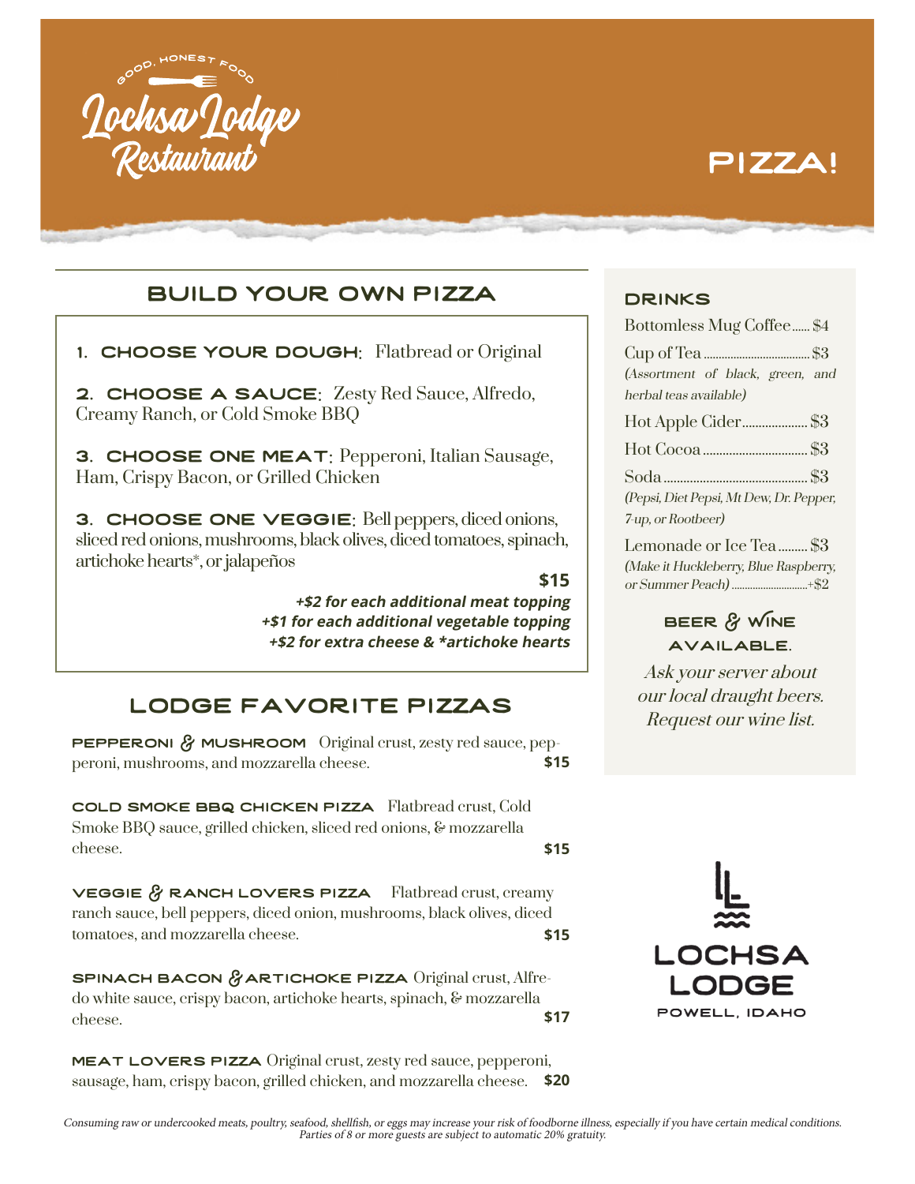Good, Honest Food

# Lochsa Lodge Restaurant

# PIZZA!

## BUILD YOUR OWN PIZZA

**1. CHOOSE YOUR DOUGH**: Flatbread or Original

**2. CHOOSE A SAUCE**: Zesty Red Sauce, Alfredo, Creamy Ranch, or Cold Smoke BBQ

**3. CHOOSE ONE MEAT**: Pepperoni, Italian Sausage, Ham, Crispy Bacon, or Grilled Chicken

**3. CHOOSE ONE VEGGIE**: Bell peppers, diced onions, sliced red onions, mushrooms, black olives, diced tomatoes, spinach, artichoke hearts*, or jalapeños

**$15**

***+$2 for each additional meat topping***
***+$1 for each additional vegetable topping***
***+$2 for extra cheese & *artichoke hearts***

## LODGE FAVORITE PIZZAS

**PEPPERONI & MUSHROOM** Original crust, zesty red sauce, pepperoni, mushrooms, and mozzarella cheese. **$15**

**COLD SMOKE BBQ CHICKEN PIZZA** Flatbread crust, Cold Smoke BBQ sauce, grilled chicken, sliced red onions, & mozzarella cheese. **$15**

**VEGGIE & RANCH LOVERS PIZZA** Flatbread crust, creamy ranch sauce, bell peppers, diced onion, mushrooms, black olives, diced tomatoes, and mozzarella cheese. **$15**

**SPINACH BACON & ARTICHOKE PIZZA** Original crust, Alfredo white sauce, crispy bacon, artichoke hearts, spinach, & mozzarella cheese. **$17**

**MEAT LOVERS PIZZA** Original crust, zesty red sauce, pepperoni, sausage, ham, crispy bacon, grilled chicken, and mozzarella cheese. **$20**

## DRINKS

Bottomless Mug Coffee...... $4

Cup of Tea...... $3
*(Assortment of black, green, and herbal teas available)*

Hot Apple Cider...... $3

Hot Cocoa...... $3

Soda...... $3
*(Pepsi, Diet Pepsi, Mt Dew, Dr. Pepper, 7-up, or Rootbeer)*

Lemonade or Ice Tea...... $3
*(Make it Huckleberry, Blue Raspberry, or Summer Peach)*...... +$2

**BEER & WINE AVAILABLE.**

*Ask your server about our local draught beers. Request our wine list.*

LOCHSA LODGE
POWELL, IDAHO

*Consuming raw or undercooked meats, poultry, seafood, shellfish, or eggs may increase your risk of foodborne illness, especially if you have certain medical conditions. Parties of 8 or more guests are subject to automatic 20% gratuity.*